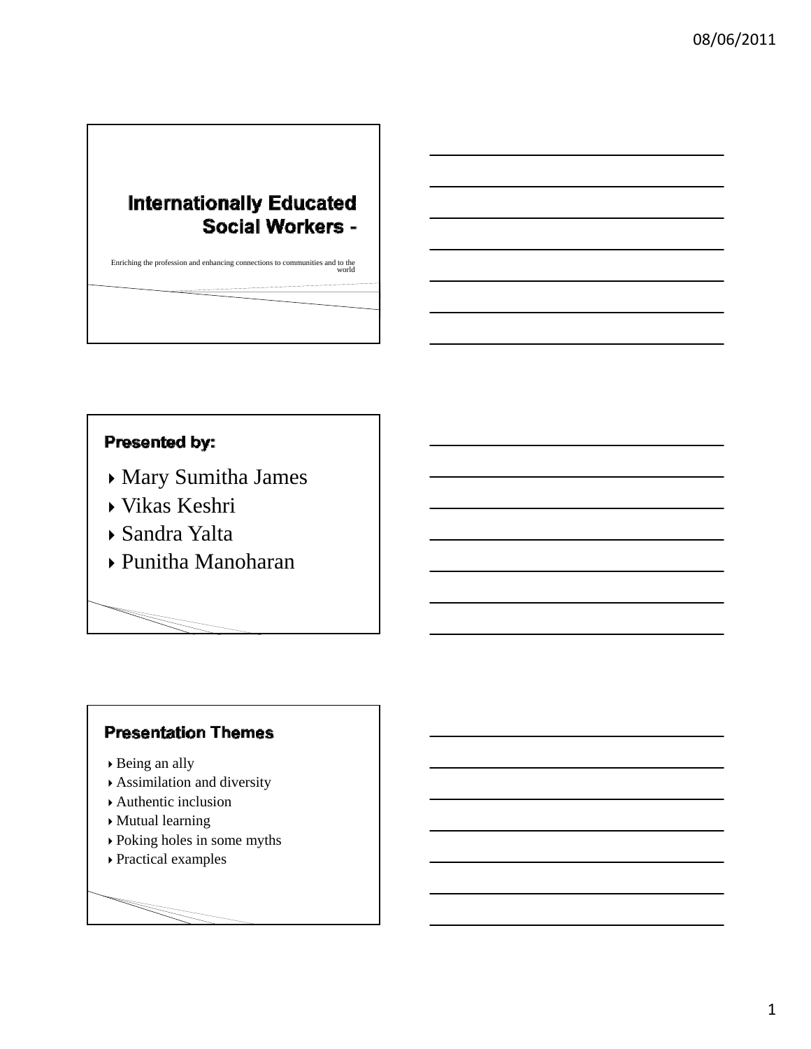# Internationally Educated Social Workers -

Enriching the profession and enhancing connections to communities and to the world

## Presented by:

- Mary Sumitha James
- Vikas Keshri
- Sandra Yalta
- Punitha Manoharan

## Presentation Themes

- Being an ally
- Assimilation and diversity
- Authentic inclusion
- Mutual learning
- Poking holes in some myths
- Practical examples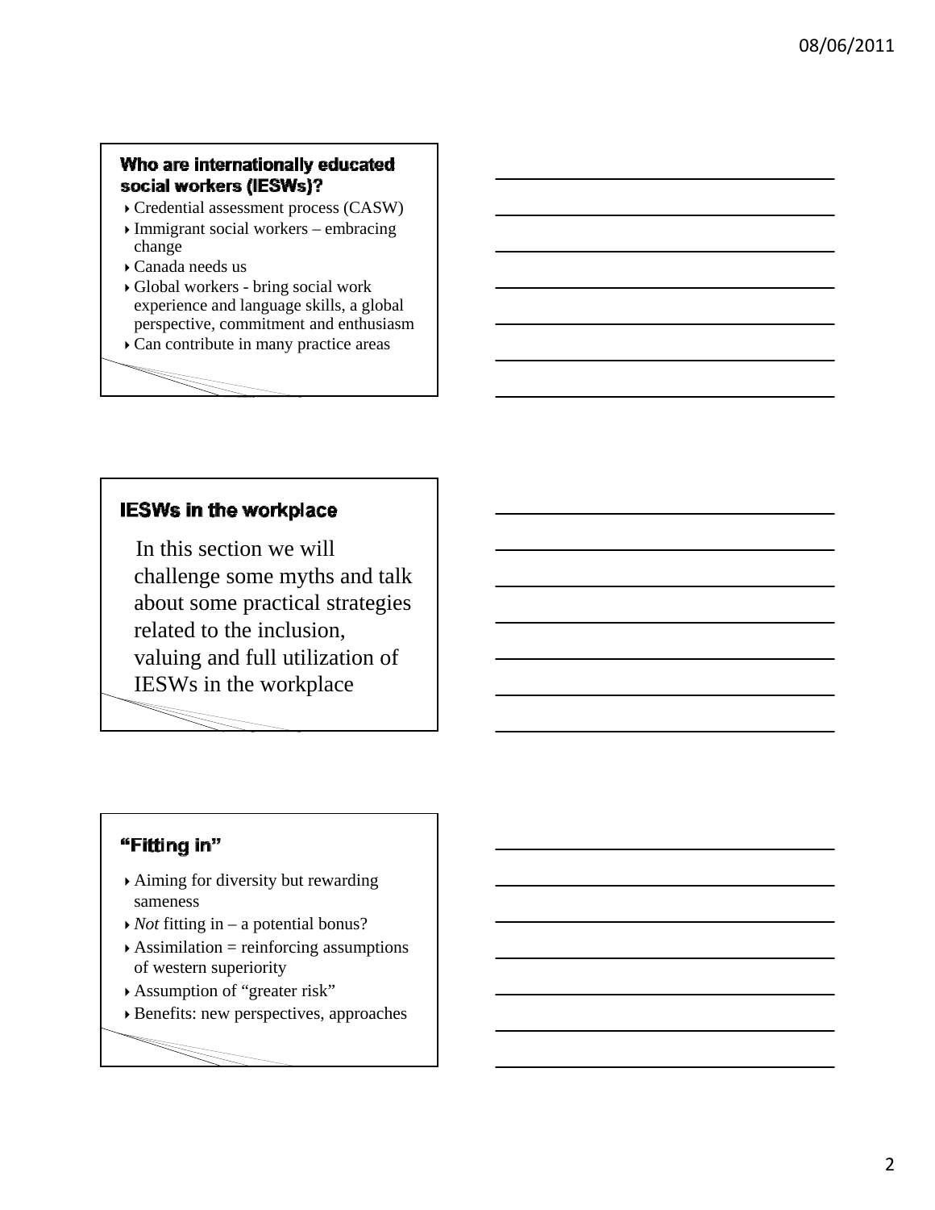## Who are internationally educated social workers (IESWs)?

- Credential assessment process (CASW)
- Immigrant social workers – embracing change
- Canada needs us
- Global workers - bring social work experience and language skills, a global perspective, commitment and enthusiasm
- Can contribute in many practice areas

## IESWs in the workplace

In this section we will challenge some myths and talk about some practical strategies related to the inclusion, valuing and full utilization of IESWs in the workplace

## "Fitting in"

- Aiming for diversity but rewarding sameness
- *Not* fitting in – a potential bonus?
- Assimilation = reinforcing assumptions of western superiority
- Assumption of "greater risk"
- Benefits: new perspectives, approaches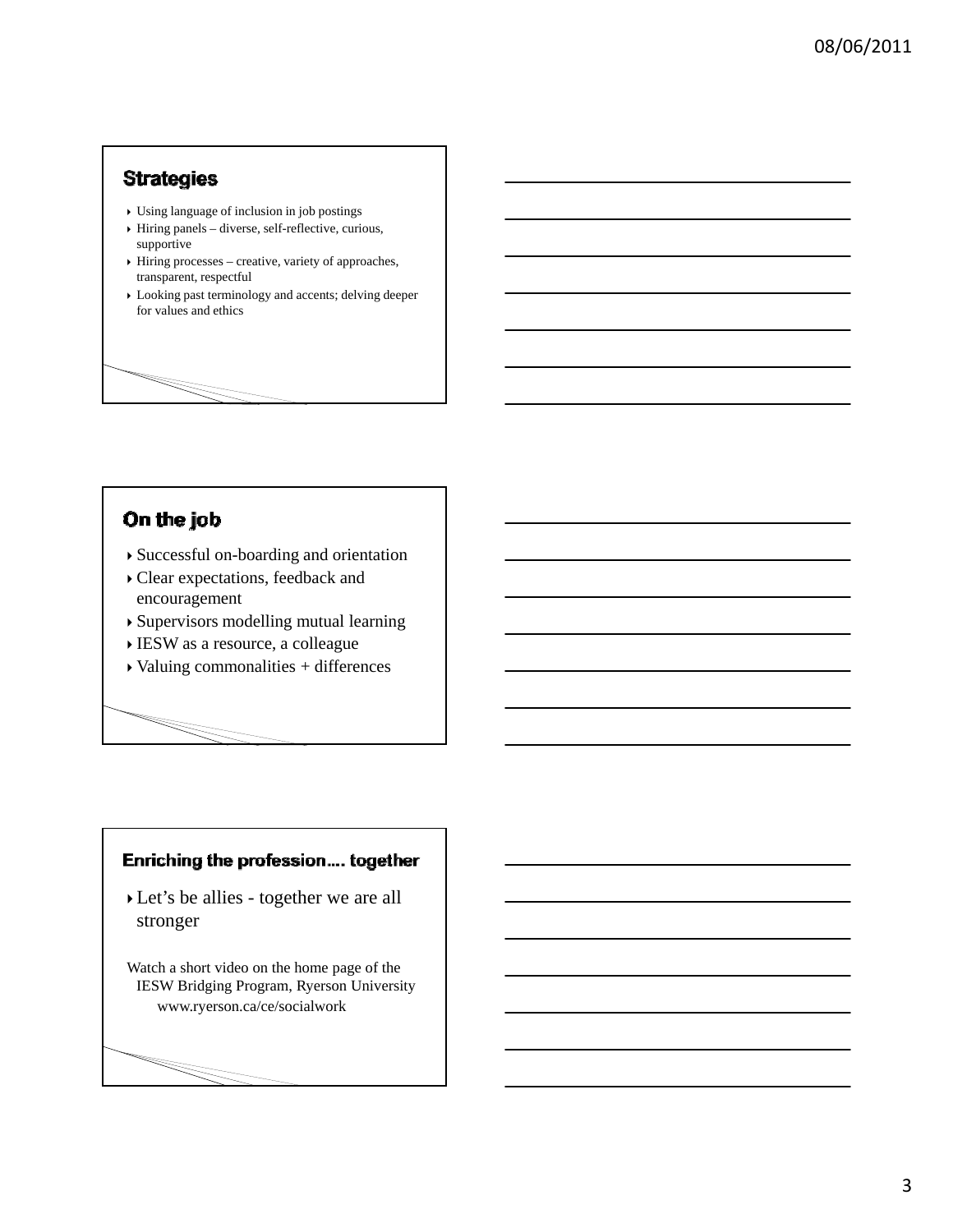## Strategies

- Using language of inclusion in job postings
- Hiring panels – diverse, self-reflective, curious, supportive
- Hiring processes – creative, variety of approaches, transparent, respectful
- Looking past terminology and accents; delving deeper for values and ethics

## On the job

- Successful on-boarding and orientation
- Clear expectations, feedback and encouragement
- Supervisors modelling mutual learning
- IESW as a resource, a colleague
- Valuing commonalities + differences

## Enriching the profession…. together

- Let's be allies - together we are all stronger

Watch a short video on the home page of the IESW Bridging Program, Ryerson University
www.ryerson.ca/ce/socialwork